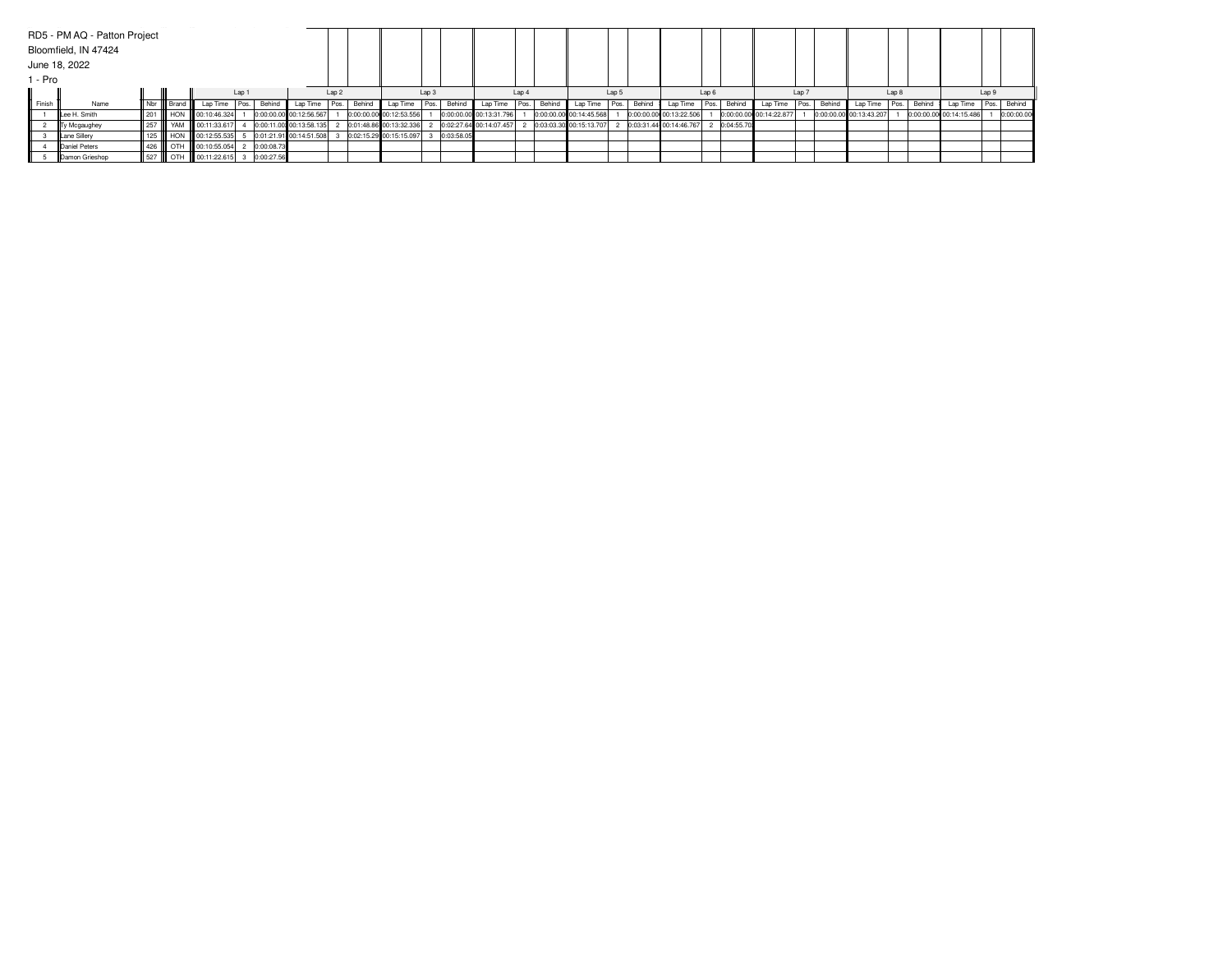RD5 - PM AQ - Patton Project

Bloomfield, IN 47424

June 18, 2022

1 - Pro

| | | | | Lap 1 | | | Lap 2 | | | Lap 3 | | | Lap 4 | | | Lap 5 | | | Lap 6 | | | Lap 7 | | | Lap 8 | | | Lap 9 | | |
|---|---|---|---|---|---|---|---|---|---|---|---|---|---|---|---|---|---|---|---|---|---|---|---|---|---|---|---|---|---|---|
| Finish | Name | Nbr | Brand | Lap Time | Pos. | Behind | Lap Time | Pos. | Behind | Lap Time | Pos. | Behind | Lap Time | Pos. | Behind | Lap Time | Pos. | Behind | Lap Time | Pos. | Behind | Lap Time | Pos. | Behind | Lap Time | Pos. | Behind | Lap Time | Pos. | Behind |
| 1 | Lee H. Smith | 201 | HON | 00:10:46.324 | 1 | 0:00:00.00 | 00:12:56.567 | 1 | 0:00:00.00 | 00:12:53.556 | 1 | 0:00:00.00 | 00:13:31.796 | 1 | 0:00:00.00 | 00:14:45.568 | 1 | 0:00:00.00 | 00:13:22.506 | 1 | 0:00:00.00 | 00:14:22.877 | 1 | 0:00:00.00 | 00:13:43.207 | 1 | 0:00:00.00 | 00:14:15.486 | 1 | 0:00:00.00 |
| 2 | Ty Mcgaughey | 257 | YAM | 00:11:33.617 | 4 | 0:00:11.00 | 00:13:58.135 | 2 | 0:01:48.86 | 00:13:32.336 | 2 | 0:02:27.64 | 00:14:07.457 | 2 | 0:03:03.30 | 00:15:13.707 | 2 | 0:03:31.44 | 00:14:46.767 | 2 | 0:04:55.70 | | | | | | | | | |
| 3 | Lane Sillery | 125 | HON | 00:12:55.535 | 5 | 0:01:21.91 | 00:14:51.508 | 3 | 0:02:15.29 | 00:15:15.097 | 3 | 0:03:58.05 | | | | | | | | | | | | | | | | | | |
| 4 | Daniel Peters | 426 | OTH | 00:10:55.054 | 2 | 0:00:08.73 | | | | | | | | | | | | | | | | | | | | | | | | |
| 5 | Damon Grieshop | 527 | OTH | 00:11:22.615 | 3 | 0:00:27.56 | | | | | | | | | | | | | | | | | | | | | | | | |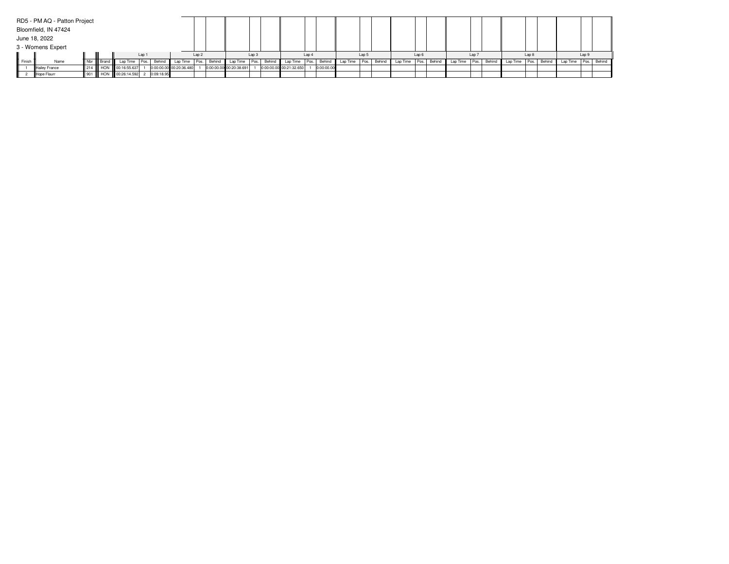RD5 - PM AQ - Patton Project

Bloomfield, IN 47424

June 18, 2022

3 - Womens Expert

| | | | | Lap 1 | | | Lap 2 | | | Lap 3 | | | Lap 4 | | | Lap 5 | | | Lap 6 | | | Lap 7 | | | Lap 8 | | | Lap 9 | | |
|---|---|---|---|---|---|---|---|---|---|---|---|---|---|---|---|---|---|---|---|---|---|---|---|---|---|---|---|---|---|---|
| Finish | Name | Nbr | Brand | Lap Time | Pos. | Behind | Lap Time | Pos. | Behind | Lap Time | Pos. | Behind | Lap Time | Pos. | Behind | Lap Time | Pos. | Behind | Lap Time | Pos. | Behind | Lap Time | Pos. | Behind | Lap Time | Pos. | Behind | Lap Time | Pos. | Behind |
| 1 | Hailey France | 214 | HON | 00:16:55.637 | 1 | 0:00:00.00 | 00:20:36.480 | 1 | 0:00:00.00 | 00:20:38.691 | 1 | 0:00:00.00 | 00:21:32.650 | 1 | 0:00:00.00 | | | | | | | | | | | | | | | |
| 2 | Hope Flaurr | 901 | HON | 00:26:14.592 | 2 | 0:09:18.95 | | | | | | | | | | | | | | | | | | | | | | | | |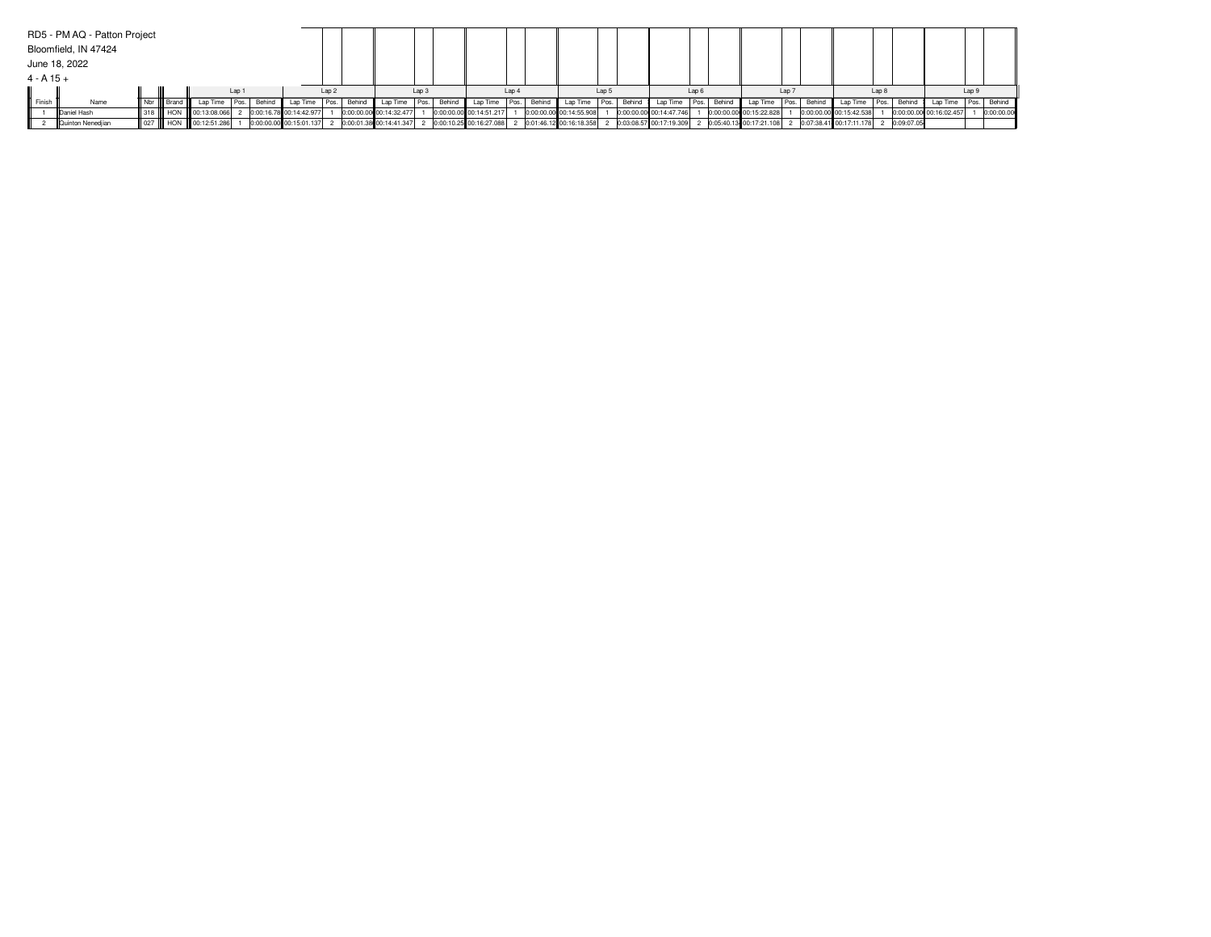RD5 - PM AQ - Patton Project

Bloomfield, IN 47424

June 18, 2022

4 - A 15 +

| | | | | Lap 1 | | | Lap 2 | | | Lap 3 | | | Lap 4 | | | Lap 5 | | | Lap 6 | | | Lap 7 | | | Lap 8 | | | Lap 9 | | |
|---|---|---|---|---|---|---|---|---|---|---|---|---|---|---|---|---|---|---|---|---|---|---|---|---|---|---|---|---|---|---|
| Finish | Name | Nbr | Brand | Lap Time | Pos. | Behind | Lap Time | Pos. | Behind | Lap Time | Pos. | Behind | Lap Time | Pos. | Behind | Lap Time | Pos. | Behind | Lap Time | Pos. | Behind | Lap Time | Pos. | Behind | Lap Time | Pos. | Behind | Lap Time | Pos. | Behind |
| 1 | Daniel Hash | 318 | HON | 00:13:08.066 | 2 | 0:00:16.78 | 00:14:42.977 | 1 | 0:00:00.00 | 00:14:32.477 | 1 | 0:00:00.00 | 00:14:51.217 | 1 | 0:00:00.00 | 00:14:55.908 | 1 | 0:00:00.00 | 00:14:47.746 | 1 | 0:00:00.00 | 00:15:22.828 | 1 | 0:00:00.00 | 00:15:42.538 | 1 | 0:00:00.00 | 00:16:02.457 | 1 | 0:00:00.00 |
| 2 | Quinton Nenedjian | 027 | HON | 00:12:51.286 | 1 | 0:00:00.00 | 00:15:01.137 | 2 | 0:00:01.38 | 00:14:41.347 | 2 | 0:00:10.25 | 00:16:27.088 | 2 | 0:01:46.12 | 00:16:18.358 | 2 | 0:03:08.57 | 00:17:19.309 | 2 | 0:05:40.13 | 00:17:21.108 | 2 | 0:07:38.41 | 00:17:11.178 | 2 | 0:09:07.05 | | | |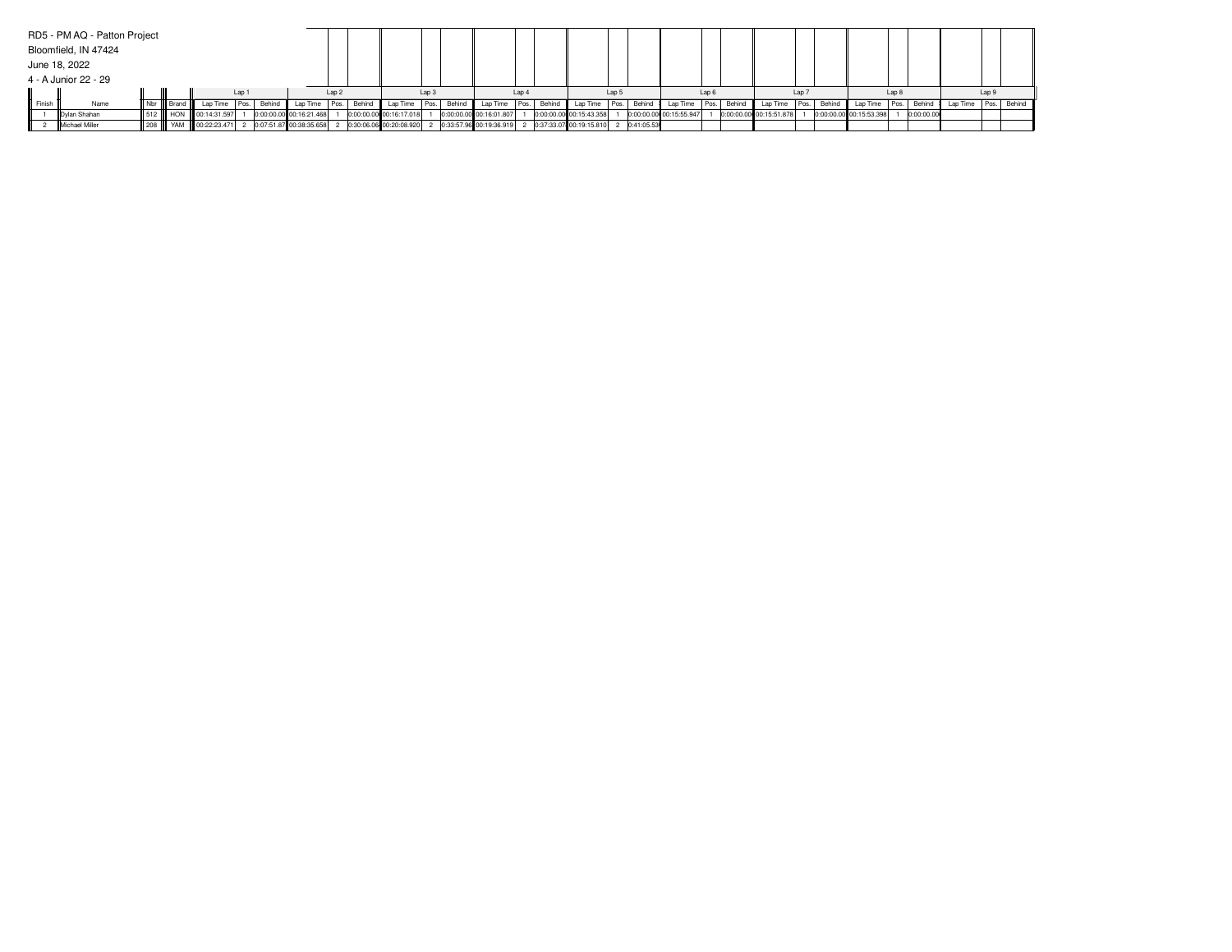RD5 - PM AQ - Patton Project

Bloomfield, IN 47424

June 18, 2022

4 - A Junior 22 - 29

| | | | | Lap 1 | | | Lap 2 | | | Lap 3 | | | Lap 4 | | | Lap 5 | | | Lap 6 | | | Lap 7 | | | Lap 8 | | | Lap 9 | | |
|---|---|---|---|---|---|---|---|---|---|---|---|---|---|---|---|---|---|---|---|---|---|---|---|---|---|---|---|---|---|---|
| Finish | Name | Nbr | Brand | Lap Time | Pos. | Behind | Lap Time | Pos. | Behind | Lap Time | Pos. | Behind | Lap Time | Pos. | Behind | Lap Time | Pos. | Behind | Lap Time | Pos. | Behind | Lap Time | Pos. | Behind | Lap Time | Pos. | Behind | Lap Time | Pos. | Behind |
| 1 | Dylan Shahan | 512 | HON | 00:14:31.597 | 1 | 0:00:00.00 | 00:16:21.468 | 1 | 0:00:00.00 | 00:16:17.018 | 1 | 0:00:00.00 | 00:16:01.807 | 1 | 0:00:00.00 | 00:15:43.358 | 1 | 0:00:00.00 | 00:15:55.947 | 1 | 0:00:00.00 | 00:15:51.878 | 1 | 0:00:00.00 | 00:15:53.398 | 1 | 0:00:00.00 | | | |
| 2 | Michael Miller | 208 | YAM | 00:22:23.471 | 2 | 0:07:51.87 | 00:38:35.658 | 2 | 0:30:06.06 | 00:20:08.920 | 2 | 0:33:57.96 | 00:19:36.919 | 2 | 0:37:33.07 | 00:19:15.810 | 2 | 0:41:05.53 | | | | | | | | | | | | |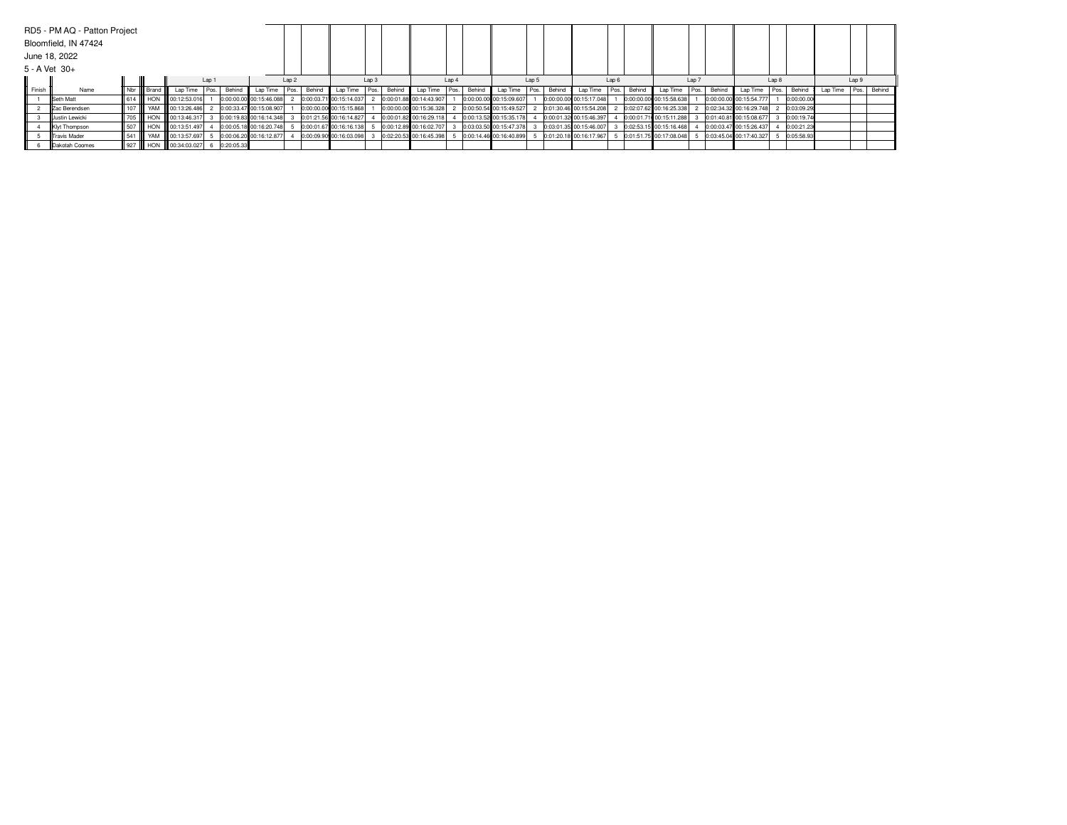RD5 - PM AQ - Patton Project

Bloomfield, IN 47424

June 18, 2022

5 - A Vet 30+

| | | | | Lap 1 | | | Lap 2 | | | Lap 3 | | | Lap 4 | | | Lap 5 | | | Lap 6 | | | Lap 7 | | | Lap 8 | | | Lap 9 | | |
|---|---|---|---|---|---|---|---|---|---|---|---|---|---|---|---|---|---|---|---|---|---|---|---|---|---|---|---|---|---|---|
| Finish | Name | Nbr | Brand | Lap Time | Pos. | Behind | Lap Time | Pos. | Behind | Lap Time | Pos. | Behind | Lap Time | Pos. | Behind | Lap Time | Pos. | Behind | Lap Time | Pos. | Behind | Lap Time | Pos. | Behind | Lap Time | Pos. | Behind | Lap Time | Pos. | Behind |
| 1 | Seth Matt | 614 | HON | 00:12:53.016 | 1 | 0:00:00.00 | 00:15:46.088 | 2 | 0:00:03.71 | 00:15:14.037 | 2 | 0:00:01.88 | 00:14:43.907 | 1 | 0:00:00.00 | 00:15:09.607 | 1 | 0:00:00.00 | 00:15:17.048 | 1 | 0:00:00.00 | 00:15:58.638 | 1 | 0:00:00.00 | 00:15:54.777 | 1 | 0:00:00.00 | | | |
| 2 | Zac Berendsen | 107 | YAM | 00:13:26.486 | 2 | 0:00:33.47 | 00:15:08.907 | 1 | 0:00:00.00 | 00:15:15.868 | 1 | 0:00:00.00 | 00:15:36.328 | 2 | 0:00:50.54 | 00:15:49.527 | 2 | 0:01:30.46 | 00:15:54.208 | 2 | 0:02:07.62 | 00:16:25.338 | 2 | 0:02:34.32 | 00:16:29.748 | 2 | 0:03:09.29 | | | |
| 3 | Justin Lewicki | 705 | HON | 00:13:46.317 | 3 | 0:00:19.83 | 00:16:14.348 | 3 | 0:01:21.56 | 00:16:14.827 | 4 | 0:00:01.82 | 00:16:29.118 | 4 | 0:00:13.52 | 00:15:35.178 | 4 | 0:00:01.32 | 00:15:46.397 | 4 | 0:00:01.71 | 00:15:11.288 | 3 | 0:01:40.81 | 00:15:08.677 | 3 | 0:00:19.74 | | | |
| 4 | Klyt Thompson | 507 | HON | 00:13:51.497 | 4 | 0:00:05.18 | 00:16:20.748 | 5 | 0:00:01.67 | 00:16:16.138 | 5 | 0:00:12.89 | 00:16:02.707 | 3 | 0:03:03.50 | 00:15:47.378 | 3 | 0:03:01.35 | 00:15:46.007 | 3 | 0:02:53.15 | 00:15:16.468 | 4 | 0:00:03.47 | 00:15:26.437 | 4 | 0:00:21.23 | | | |
| 5 | Travis Mader | 541 | YAM | 00:13:57.697 | 5 | 0:00:06.20 | 00:16:12.877 | 4 | 0:00:09.90 | 00:16:03.098 | 3 | 0:02:20.53 | 00:16:45.398 | 5 | 0:00:14.46 | 00:16:40.899 | 5 | 0:01:20.18 | 00:16:17.967 | 5 | 0:01:51.75 | 00:17:08.048 | 5 | 0:03:45.04 | 00:17:40.327 | 5 | 0:05:58.93 | | | |
| 6 | Dakotah Coomes | 927 | HON | 00:34:03.027 | 6 | 0:20:05.33 | | | | | | | | | | | | | | | | | | | | | | | | |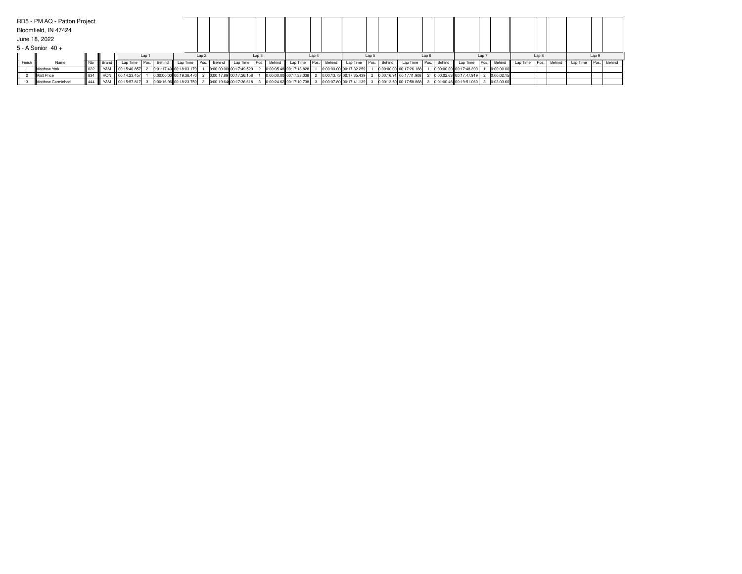RD5 - PM AQ - Patton Project

Bloomfield, IN 47424

June 18, 2022

5 - A Senior 40 +

| | | | | Lap 1 | | | Lap 2 | | | Lap 3 | | | Lap 4 | | | Lap 5 | | | Lap 6 | | | Lap 7 | | | Lap 8 | | | Lap 9 | | |
|---|---|---|---|---|---|---|---|---|---|---|---|---|---|---|---|---|---|---|---|---|---|---|---|---|---|---|---|---|---|---|
| Finish | Name | Nbr | Brand | Lap Time | Pos. | Behind | Lap Time | Pos. | Behind | Lap Time | Pos. | Behind | Lap Time | Pos. | Behind | Lap Time | Pos. | Behind | Lap Time | Pos. | Behind | Lap Time | Pos. | Behind | Lap Time | Pos. | Behind | Lap Time | Pos. | Behind |
| 1 | Matthew York | 022 | YAM | 00:15:40.857 | 2 | 0:01:17.40 | 00:18:03.179 | 1 | 0:00:00.00 | 00:17:49.529 | 2 | 0:00:05.48 | 00:17:13.828 | 1 | 0:00:00.00 | 00:17:32.259 | 1 | 0:00:00.00 | 00:17:26.188 | 1 | 0:00:00.00 | 00:17:48.399 | 1 | 0:00:00.00 | | | | | | |
| 2 | Matt Price | 834 | HON | 00:14:23.457 | 1 | 0:00:00.00 | 00:19:38.470 | 2 | 0:00:17.89 | 00:17:26.158 | 1 | 0:00:00.00 | 00:17:33.038 | 2 | 0:00:13.73 | 00:17:35.439 | 2 | 0:00:16.91 | 00:17:11.908 | 2 | 0:00:02.63 | 00:17:47.919 | 2 | 0:00:02.15 | | | | | | |
| 3 | Matthew Carmichael | 444 | YAM | 00:15:57.817 | 3 | 0:00:16.96 | 00:18:23.750 | 3 | 0:00:19.64 | 00:17:36.618 | 3 | 0:00:24.62 | 00:17:10.738 | 3 | 0:00:07.80 | 00:17:41.139 | 3 | 0:00:13.50 | 00:17:58.868 | 3 | 0:01:00.46 | 00:19:51.060 | 3 | 0:03:03.60 | | | | | | |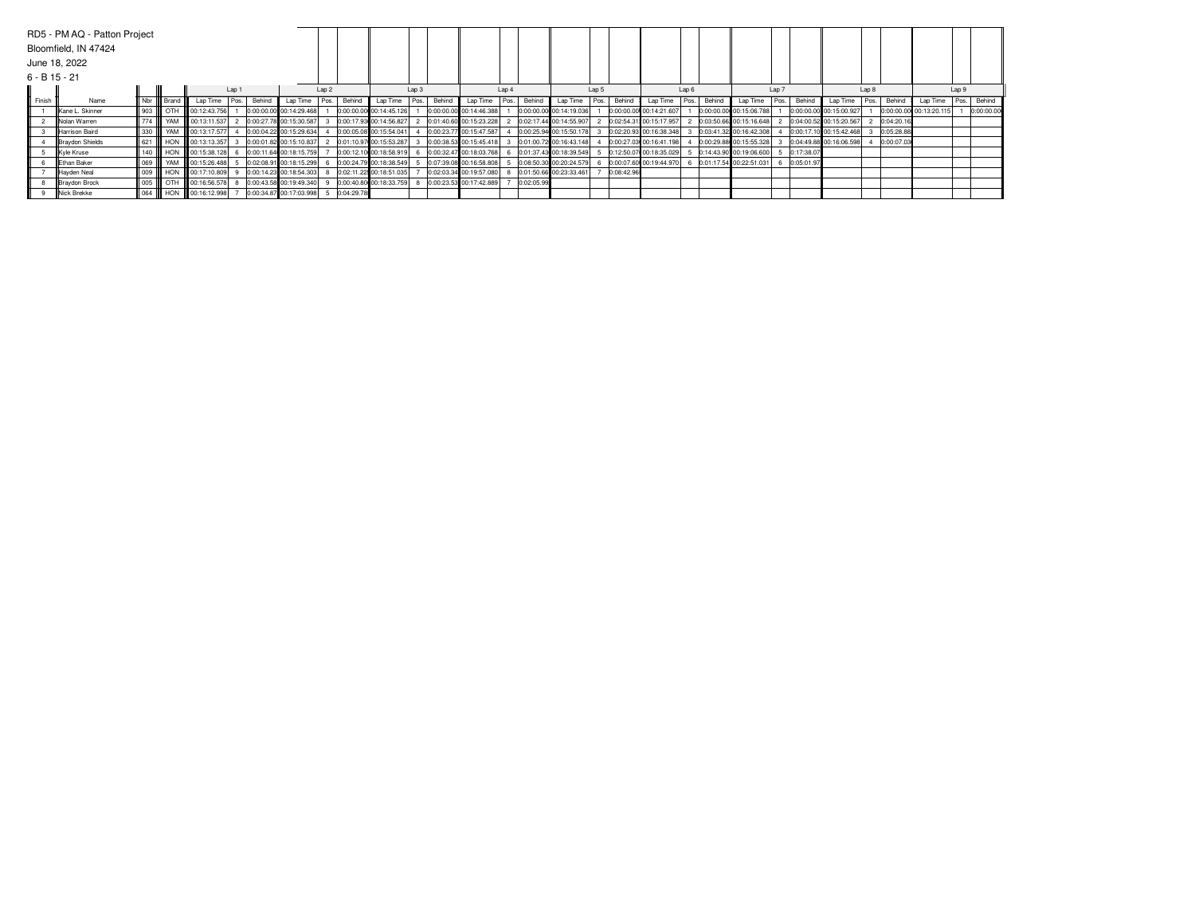RD5 - PM AQ - Patton Project

Bloomfield, IN 47424

June 18, 2022

6 - B 15 - 21

| Finish | Name | Nbr | Brand | Lap 1 | | | Lap 2 | | | Lap 3 | | | Lap 4 | | | Lap 5 | | | Lap 6 | | | Lap 7 | | | Lap 8 | | | Lap 9 | | |
|---|---|---|---|---|---|---|---|---|---|---|---|---|---|---|---|---|---|---|---|---|---|---|---|---|---|---|---|---|---|---|
| | | | | Lap Time | Pos. | Behind | Lap Time | Pos. | Behind | Lap Time | Pos. | Behind | Lap Time | Pos. | Behind | Lap Time | Pos. | Behind | Lap Time | Pos. | Behind | Lap Time | Pos. | Behind | Lap Time | Pos. | Behind | Lap Time | Pos. | Behind |
| 1 | Kane L. Skinner | 903 | OTH | 00:12:43.756 | 1 | 0:00:00.00 | 00:14:29.468 | 1 | 0:00:00.00 | 00:14:45.126 | 1 | 0:00:00.00 | 00:14:46.388 | 1 | 0:00:00.00 | 00:14:19.036 | 1 | 0:00:00.00 | 00:14:21.607 | 1 | 0:00:00.00 | 00:15:06.788 | 1 | 0:00:00.00 | 00:15:00.927 | 1 | 0:00:00.00 | 00:13:20.115 | 1 | 0:00:00.00 |
| 2 | Nolan Warren | 774 | YAM | 00:13:11.537 | 2 | 0:00:27.78 | 00:15:30.587 | 3 | 0:00:17.93 | 00:14:56.827 | 2 | 0:01:40.60 | 00:15:23.228 | 2 | 0:02:17.44 | 00:14:55.907 | 2 | 0:02:54.31 | 00:15:17.957 | 2 | 0:03:50.66 | 00:15:16.648 | 2 | 0:04:00.52 | 00:15:20.567 | 2 | 0:04:20.16 | | | |
| 3 | Harrison Baird | 330 | YAM | 00:13:17.577 | 4 | 0:00:04.22 | 00:15:29.634 | 4 | 0:00:05.08 | 00:15:54.041 | 4 | 0:00:23.77 | 00:15:47.587 | 4 | 0:00:25.94 | 00:15:50.178 | 3 | 0:02:20.93 | 00:16:38.348 | 3 | 0:03:41.32 | 00:16:42.308 | 4 | 0:00:17.10 | 00:15:42.468 | 3 | 0:05:28.88 | | | |
| 4 | Braydon Shields | 621 | HON | 00:13:13.357 | 3 | 0:00:01.82 | 00:15:10.837 | 2 | 0:01:10.97 | 00:15:53.287 | 3 | 0:00:38.53 | 00:15:45.418 | 3 | 0:01:00.72 | 00:16:43.148 | 4 | 0:00:27.03 | 00:16:41.198 | 4 | 0:00:29.88 | 00:15:55.328 | 3 | 0:04:49.88 | 00:16:06.598 | 4 | 0:00:07.03 | | | |
| 5 | Kyle Kruse | 140 | HON | 00:15:38.128 | 6 | 0:00:11.64 | 00:18:15.759 | 7 | 0:00:12.10 | 00:18:58.919 | 6 | 0:00:32.47 | 00:18:03.768 | 6 | 0:01:37.43 | 00:18:39.549 | 5 | 0:12:50.07 | 00:18:35.029 | 5 | 0:14:43.90 | 00:19:06.600 | 5 | 0:17:38.07 | | | | | | |
| 6 | Ethan Baker | 069 | YAM | 00:15:26.488 | 5 | 0:02:08.91 | 00:18:15.299 | 6 | 0:00:24.79 | 00:18:38.549 | 5 | 0:07:39.08 | 00:16:58.808 | 5 | 0:08:50.30 | 00:20:24.579 | 6 | 0:00:07.60 | 00:19:44.970 | 6 | 0:01:17.54 | 00:22:51.031 | 6 | 0:05:01.97 | | | | | | |
| 7 | Hayden Neal | 009 | HON | 00:17:10.809 | 9 | 0:00:14.23 | 00:18:54.303 | 8 | 0:02:11.22 | 00:18:51.035 | 7 | 0:02:03.34 | 00:19:57.080 | 8 | 0:01:50.66 | 00:23:33.461 | 7 | 0:08:42.96 | | | | | | | | | | | | |
| 8 | Braydon Brock | 005 | OTH | 00:16:56.578 | 8 | 0:00:43.58 | 00:19:49.340 | 9 | 0:00:40.80 | 00:18:33.759 | 8 | 0:00:23.53 | 00:17:42.889 | 7 | 0:02:05.99 | | | | | | | | | | | | | | | |
| 9 | Nick Brekke | 064 | HON | 00:16:12.998 | 7 | 0:00:34.87 | 00:17:03.998 | 5 | 0:04:29.78 | | | | | | | | | | | | | | | | | | | | | |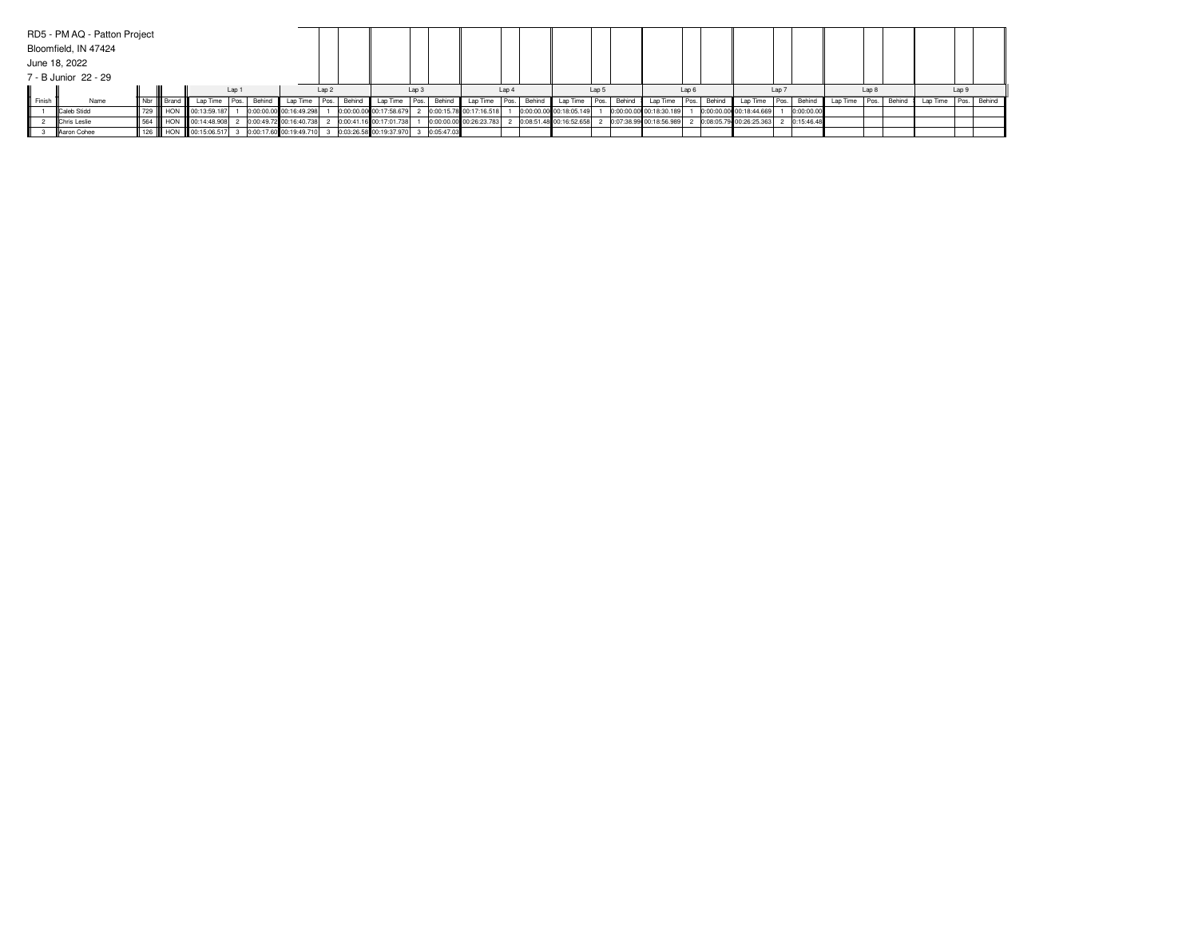RD5 - PM AQ - Patton Project

Bloomfield, IN 47424

June 18, 2022

7 - B Junior 22 - 29

| | | | | Lap 1 | | | Lap 2 | | | Lap 3 | | | Lap 4 | | | Lap 5 | | | Lap 6 | | | Lap 7 | | | Lap 8 | | | Lap 9 | | |
|---|---|---|---|---|---|---|---|---|---|---|---|---|---|---|---|---|---|---|---|---|---|---|---|---|---|---|---|---|---|---|
| Finish | Name | Nbr | Brand | Lap Time | Pos. | Behind | Lap Time | Pos. | Behind | Lap Time | Pos. | Behind | Lap Time | Pos. | Behind | Lap Time | Pos. | Behind | Lap Time | Pos. | Behind | Lap Time | Pos. | Behind | Lap Time | Pos. | Behind | Lap Time | Pos. | Behind |
| 1 | Caleb Stidd | 729 | HON | 00:13:59.187 | 1 | 0:00:00.00 | 00:16:49.298 | 1 | 0:00:00.00 | 00:17:58.679 | 2 | 0:00:15.78 | 00:17:16.518 | 1 | 0:00:00.00 | 00:18:05.149 | 1 | 0:00:00.00 | 00:18:30.189 | 1 | 0:00:00.00 | 00:18:44.669 | 1 | 0:00:00.00 | | | | | | |
| 2 | Chris Leslie | 564 | HON | 00:14:48.908 | 2 | 0:00:49.72 | 00:16:40.738 | 2 | 0:00:41.16 | 00:17:01.738 | 1 | 0:00:00.00 | 00:26:23.783 | 2 | 0:08:51.48 | 00:16:52.658 | 2 | 0:07:38.99 | 00:18:56.989 | 2 | 0:08:05.79 | 00:26:25.363 | 2 | 0:15:46.48 | | | | | | |
| 3 | Aaron Cohee | 126 | HON | 00:15:06.517 | 3 | 0:00:17.60 | 00:19:49.710 | 3 | 0:03:26.58 | 00:19:37.970 | 3 | 0:05:47.03 | | | | | | | | | | | | | | | | | | |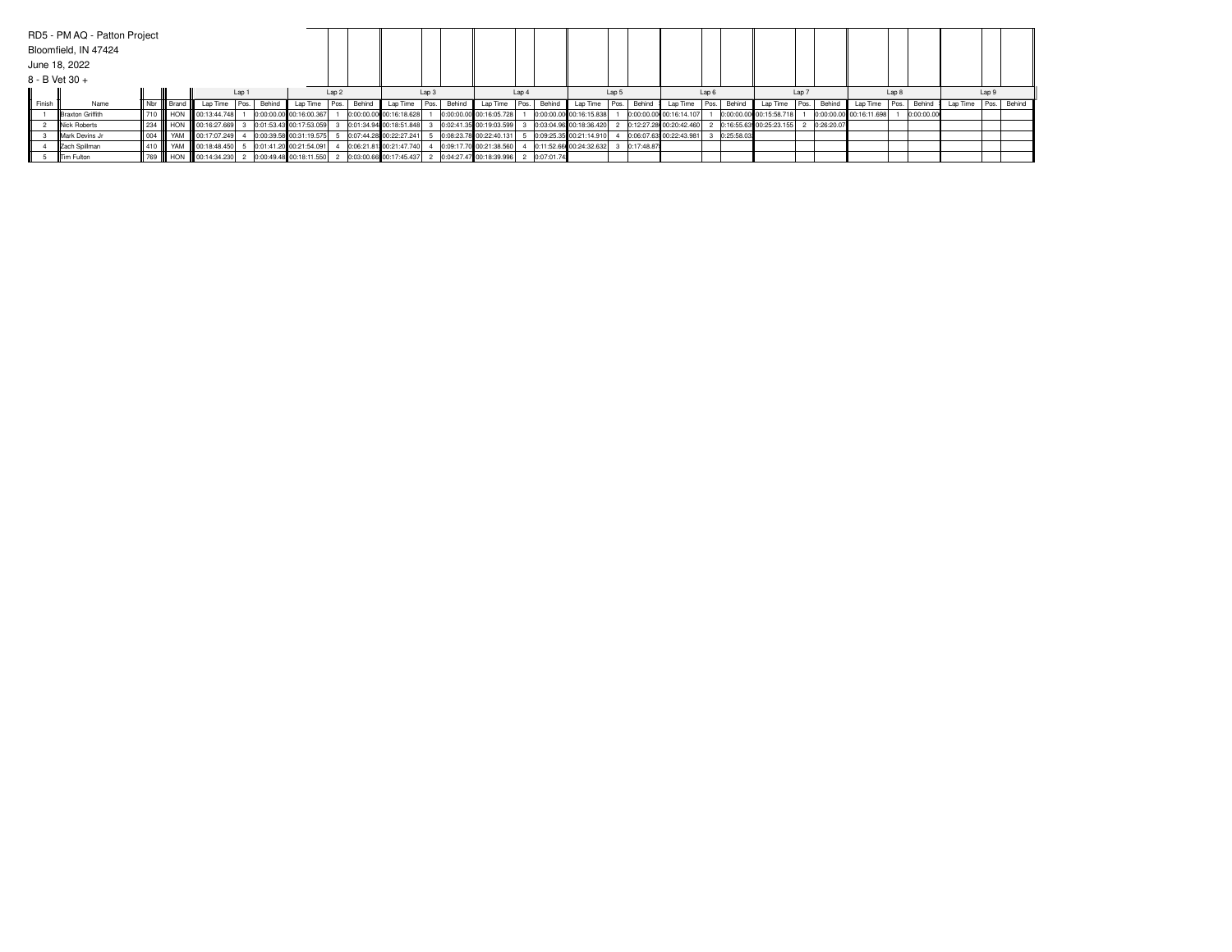RD5 - PM AQ - Patton Project

Bloomfield, IN 47424

June 18, 2022

8 - B Vet 30 +

| | | | | Lap 1 | | | Lap 2 | | | Lap 3 | | | Lap 4 | | | Lap 5 | | | Lap 6 | | | Lap 7 | | | Lap 8 | | | Lap 9 | | |
|---|---|---|---|---|---|---|---|---|---|---|---|---|---|---|---|---|---|---|---|---|---|---|---|---|---|---|---|---|---|---|
| Finish | Name | Nbr | Brand | Lap Time | Pos. | Behind | Lap Time | Pos. | Behind | Lap Time | Pos. | Behind | Lap Time | Pos. | Behind | Lap Time | Pos. | Behind | Lap Time | Pos. | Behind | Lap Time | Pos. | Behind | Lap Time | Pos. | Behind | Lap Time | Pos. | Behind |
| 1 | Braxton Griffith | 710 | HON | 00:13:44.748 | 1 | 0:00:00.00 | 00:16:00.367 | 1 | 0:00:00.00 | 00:16:18.628 | 1 | 0:00:00.00 | 00:16:05.728 | 1 | 0:00:00.00 | 00:16:15.838 | 1 | 0:00:00.00 | 00:16:14.107 | 1 | 0:00:00.00 | 00:15:58.718 | 1 | 0:00:00.00 | 00:16:11.698 | 1 | 0:00:00.00 | | | |
| 2 | Nick Roberts | 234 | HON | 00:16:27.669 | 3 | 0:01:53.43 | 00:17:53.059 | 3 | 0:01:34.94 | 00:18:51.848 | 3 | 0:02:41.35 | 00:19:03.599 | 3 | 0:03:04.96 | 00:18:36.420 | 2 | 0:12:27.28 | 00:20:42.460 | 2 | 0:16:55.63 | 00:25:23.155 | 2 | 0:26:20.07 | | | | | | |
| 3 | Mark Devins Jr | 004 | YAM | 00:17:07.249 | 4 | 0:00:39.58 | 00:31:19.575 | 5 | 0:07:44.28 | 00:22:27.241 | 5 | 0:08:23.78 | 00:22:40.131 | 5 | 0:09:25.35 | 00:21:14.910 | 4 | 0:06:07.63 | 00:22:43.981 | 3 | 0:25:58.03 | | | | | | | | | |
| 4 | Zach Spillman | 410 | YAM | 00:18:48.450 | 5 | 0:01:41.20 | 00:21:54.091 | 4 | 0:06:21.81 | 00:21:47.740 | 4 | 0:09:17.70 | 00:21:38.560 | 4 | 0:11:52.66 | 00:24:32.632 | 3 | 0:17:48.87 | | | | | | | | | | | | |
| 5 | Tim Fulton | 769 | HON | 00:14:34.230 | 2 | 0:00:49.48 | 00:18:11.550 | 2 | 0:03:00.66 | 00:17:45.437 | 2 | 0:04:27.47 | 00:18:39.996 | 2 | 0:07:01.74 | | | | | | | | | | | | | | | |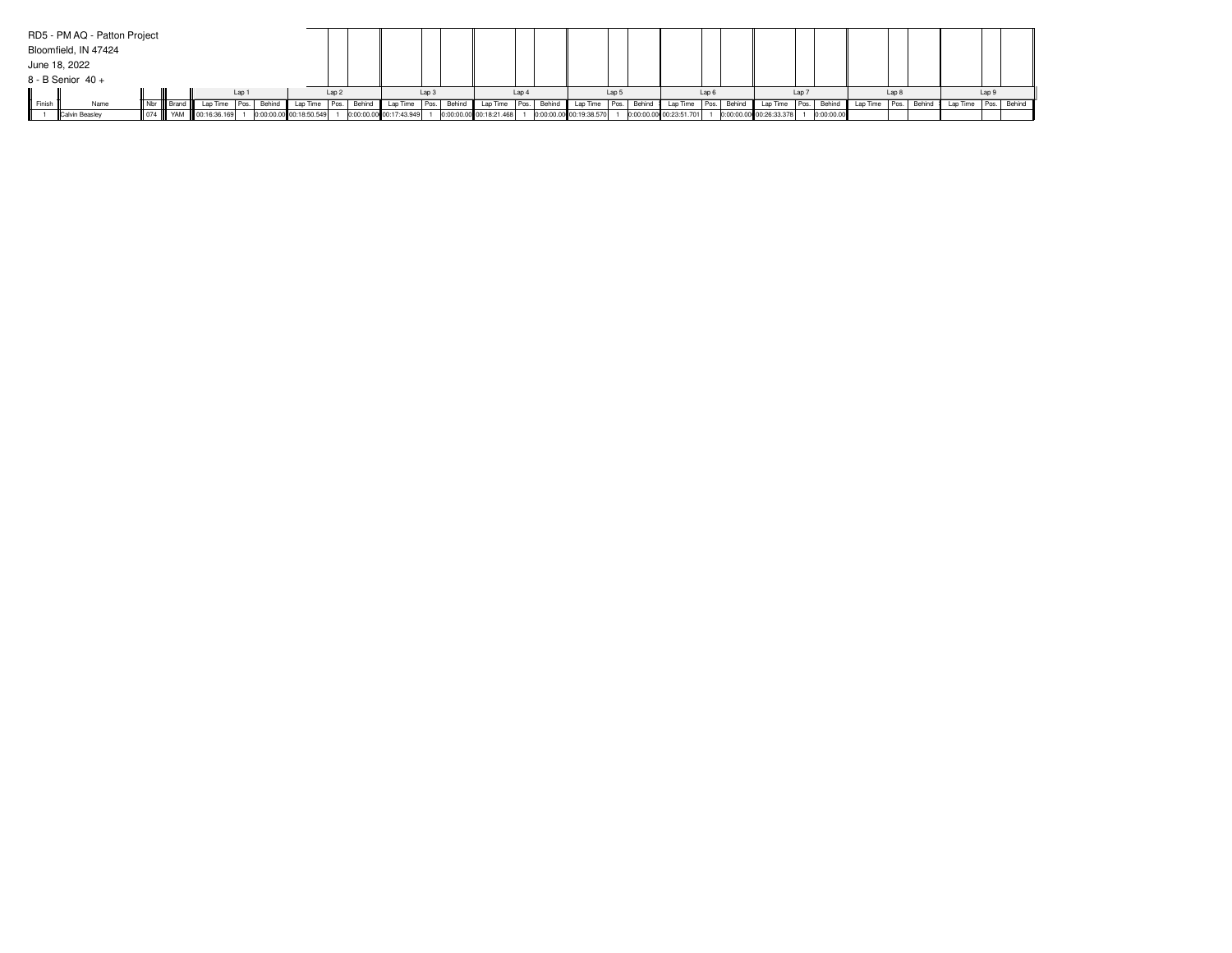RD5 - PM AQ - Patton Project

Bloomfield, IN 47424

June 18, 2022

8 - B Senior 40 +

| | | | | Lap 1 | | | Lap 2 | | | Lap 3 | | | Lap 4 | | | Lap 5 | | | Lap 6 | | | Lap 7 | | | Lap 8 | | | Lap 9 | | |
|---|---|---|---|---|---|---|---|---|---|---|---|---|---|---|---|---|---|---|---|---|---|---|---|---|---|---|---|---|---|---|
| Finish | Name | Nbr | Brand | Lap Time | Pos. | Behind | Lap Time | Pos. | Behind | Lap Time | Pos. | Behind | Lap Time | Pos. | Behind | Lap Time | Pos. | Behind | Lap Time | Pos. | Behind | Lap Time | Pos. | Behind | Lap Time | Pos. | Behind | Lap Time | Pos. | Behind |
| 1 | Calvin Beasley | 074 | YAM | 00:16:36.169 | 1 | 0:00:00.00 | 00:18:50.549 | 1 | 0:00:00.00 | 00:17:43.949 | 1 | 0:00:00.00 | 00:18:21.468 | 1 | 0:00:00.00 | 00:19:38.570 | 1 | 0:00:00.00 | 00:23:51.701 | 1 | 0:00:00.00 | 00:26:33.378 | 1 | 0:00:00.00 | | | | | | |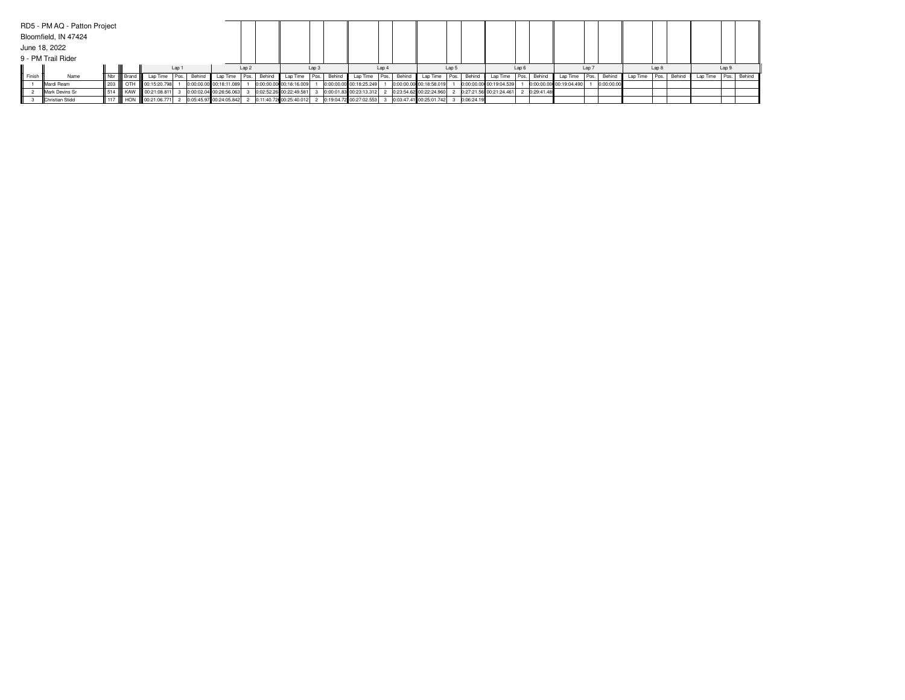RD5 - PM AQ - Patton Project

Bloomfield, IN 47424

June 18, 2022

9 - PM Trail Rider

| | | | | Lap 1 | | | Lap 2 | | | Lap 3 | | | Lap 4 | | | Lap 5 | | | Lap 6 | | | Lap 7 | | | Lap 8 | | | Lap 9 | | |
|---|---|---|---|---|---|---|---|---|---|---|---|---|---|---|---|---|---|---|---|---|---|---|---|---|---|---|---|---|---|---|
| Finish | Name | Nbr | Brand | Lap Time | Pos. | Behind | Lap Time | Pos. | Behind | Lap Time | Pos. | Behind | Lap Time | Pos. | Behind | Lap Time | Pos. | Behind | Lap Time | Pos. | Behind | Lap Time | Pos. | Behind | Lap Time | Pos. | Behind | Lap Time | Pos. | Behind |
| 1 | Mardi Ream | 203 | OTH | 00:15:20.798 | 1 | 0:00:00.00 | 00:18:11.089 | 1 | 0:00:00.00 | 00:18:16.009 | 1 | 0:00:00.00 | 00:18:25.249 | 1 | 0:00:00.00 | 00:18:58.019 | 1 | 0:00:00.00 | 00:19:04.539 | 1 | 0:00:00.00 | 00:19:04.490 | 1 | 0:00:00.00 | | | | | | |
| 2 | Mark Devins Sr | 514 | KAW | 00:21:08.811 | 3 | 0:00:02.04 | 00:26:56.063 | 3 | 0:02:52.26 | 00:22:49.581 | 3 | 0:00:01.83 | 00:23:13.312 | 2 | 0:23:54.62 | 00:22:24.960 | 2 | 0:27:21.56 | 00:21:24.461 | 2 | 0:29:41.48 | | | | | | | | | |
| 3 | Christian Stidd | 117 | HON | 00:21:06.771 | 2 | 0:05:45.97 | 00:24:05.842 | 2 | 0:11:40.72 | 00:25:40.012 | 2 | 0:19:04.72 | 00:27:02.553 | 3 | 0:03:47.41 | 00:25:01.742 | 3 | 0:06:24.19 | | | | | | | | | | | | |